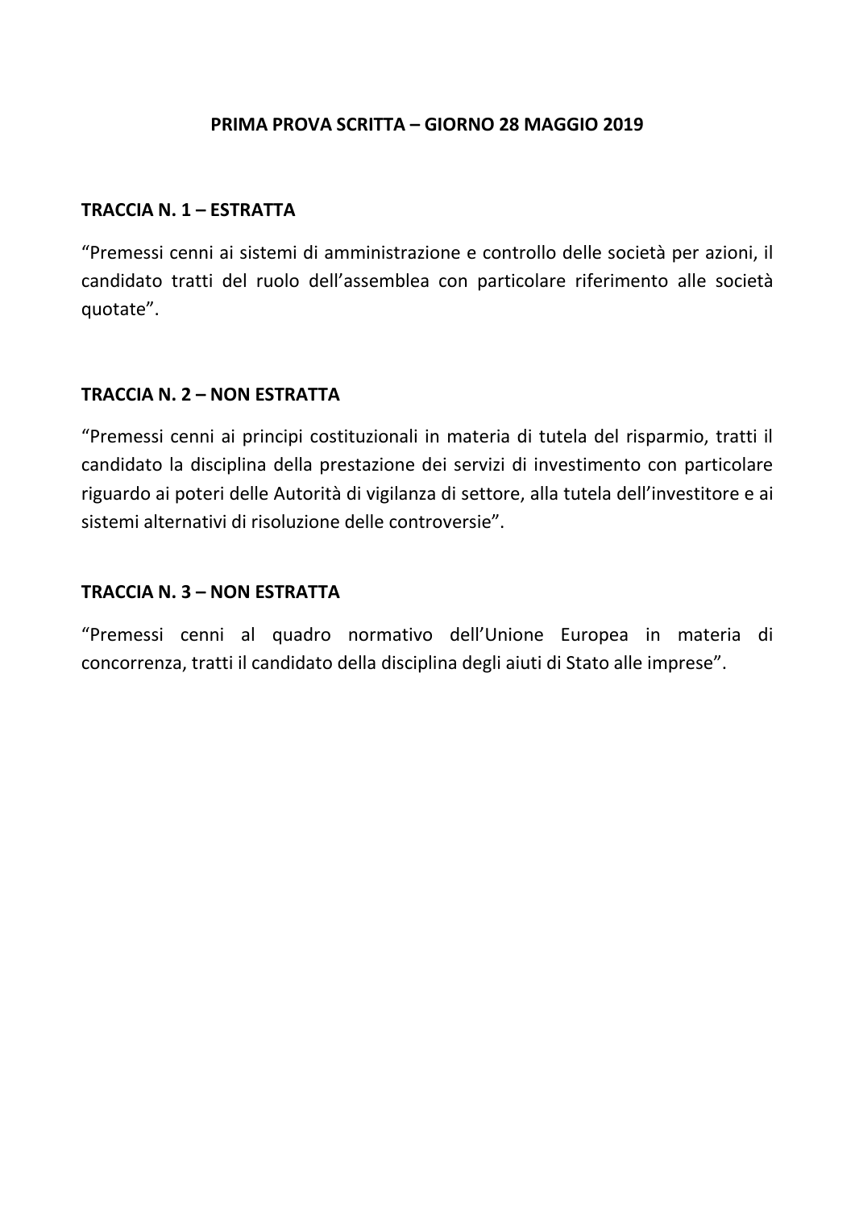# PRIMA PROVA SCRITTA – GIORNO 28 MAGGIO 2019

## TRACCIA N. 1 – ESTRATTA

"Premessi cenni ai sistemi di amministrazione e controllo delle società per azioni, il candidato tratti del ruolo dell'assemblea con particolare riferimento alle società quotate".

## TRACCIA N. 2 – NON ESTRATTA

"Premessi cenni ai principi costituzionali in materia di tutela del risparmio, tratti il candidato la disciplina della prestazione dei servizi di investimento con particolare riguardo ai poteri delle Autorità di vigilanza di settore, alla tutela dell'investitore e ai sistemi alternativi di risoluzione delle controversie".

## TRACCIA N. 3 – NON ESTRATTA

"Premessi cenni al quadro normativo dell'Unione Europea in materia di concorrenza, tratti il candidato della disciplina degli aiuti di Stato alle imprese".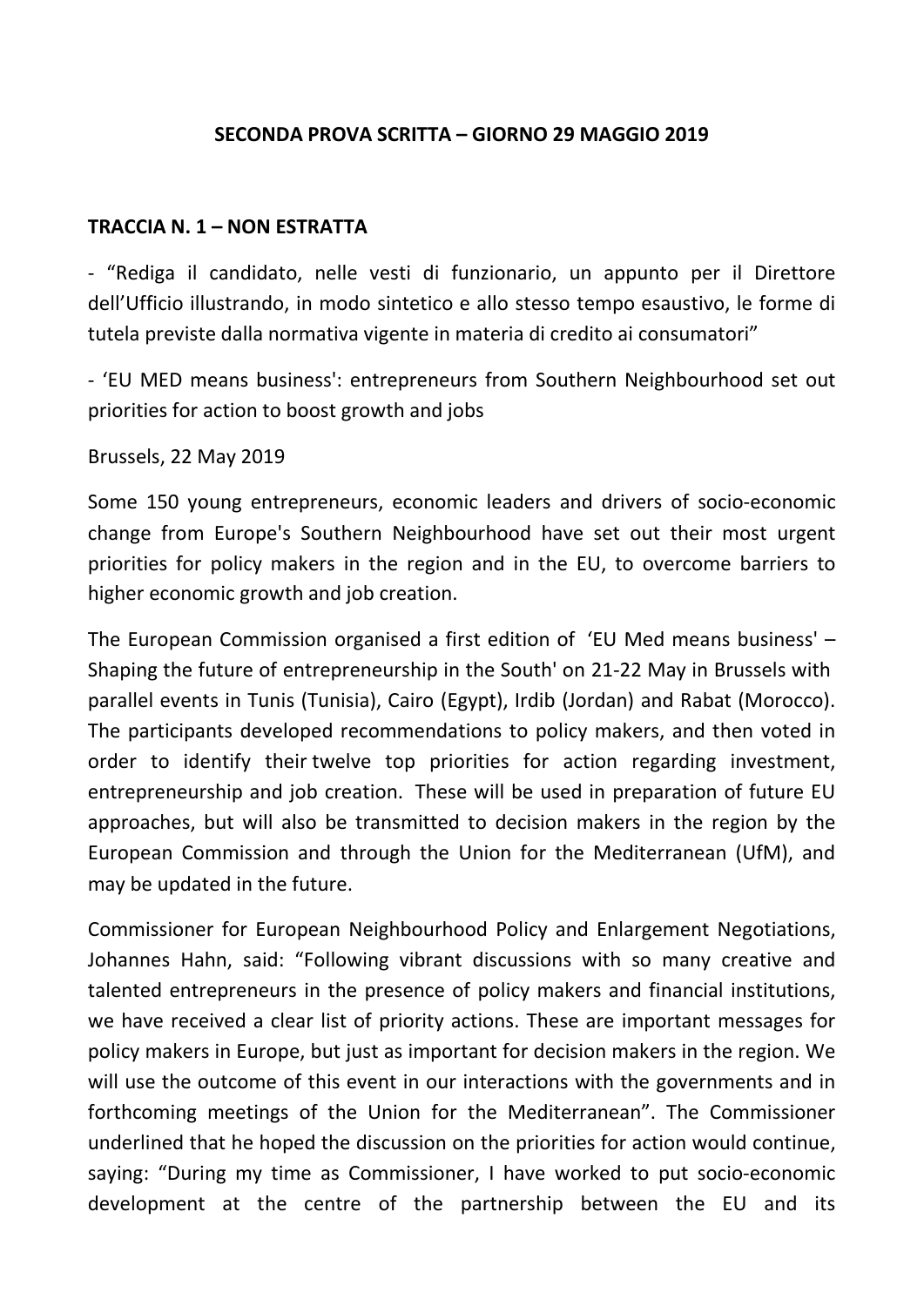**SECONDA PROVA SCRITTA – GIORNO 29 MAGGIO 2019**

**TRACCIA N. 1 – NON ESTRATTA**

- "Rediga il candidato, nelle vesti di funzionario, un appunto per il Direttore dell'Ufficio illustrando, in modo sintetico e allo stesso tempo esaustivo, le forme di tutela previste dalla normativa vigente in materia di credito ai consumatori"

- 'EU MED means business': entrepreneurs from Southern Neighbourhood set out priorities for action to boost growth and jobs

Brussels, 22 May 2019

Some 150 young entrepreneurs, economic leaders and drivers of socio-economic change from Europe's Southern Neighbourhood have set out their most urgent priorities for policy makers in the region and in the EU, to overcome barriers to higher economic growth and job creation.

The European Commission organised a first edition of 'EU Med means business' – Shaping the future of entrepreneurship in the South' on 21-22 May in Brussels with parallel events in Tunis (Tunisia), Cairo (Egypt), Irdib (Jordan) and Rabat (Morocco). The participants developed recommendations to policy makers, and then voted in order to identify their twelve top priorities for action regarding investment, entrepreneurship and job creation. These will be used in preparation of future EU approaches, but will also be transmitted to decision makers in the region by the European Commission and through the Union for the Mediterranean (UfM), and may be updated in the future.

Commissioner for European Neighbourhood Policy and Enlargement Negotiations, Johannes Hahn, said: "Following vibrant discussions with so many creative and talented entrepreneurs in the presence of policy makers and financial institutions, we have received a clear list of priority actions. These are important messages for policy makers in Europe, but just as important for decision makers in the region. We will use the outcome of this event in our interactions with the governments and in forthcoming meetings of the Union for the Mediterranean". The Commissioner underlined that he hoped the discussion on the priorities for action would continue, saying: "During my time as Commissioner, I have worked to put socio-economic development at the centre of the partnership between the EU and its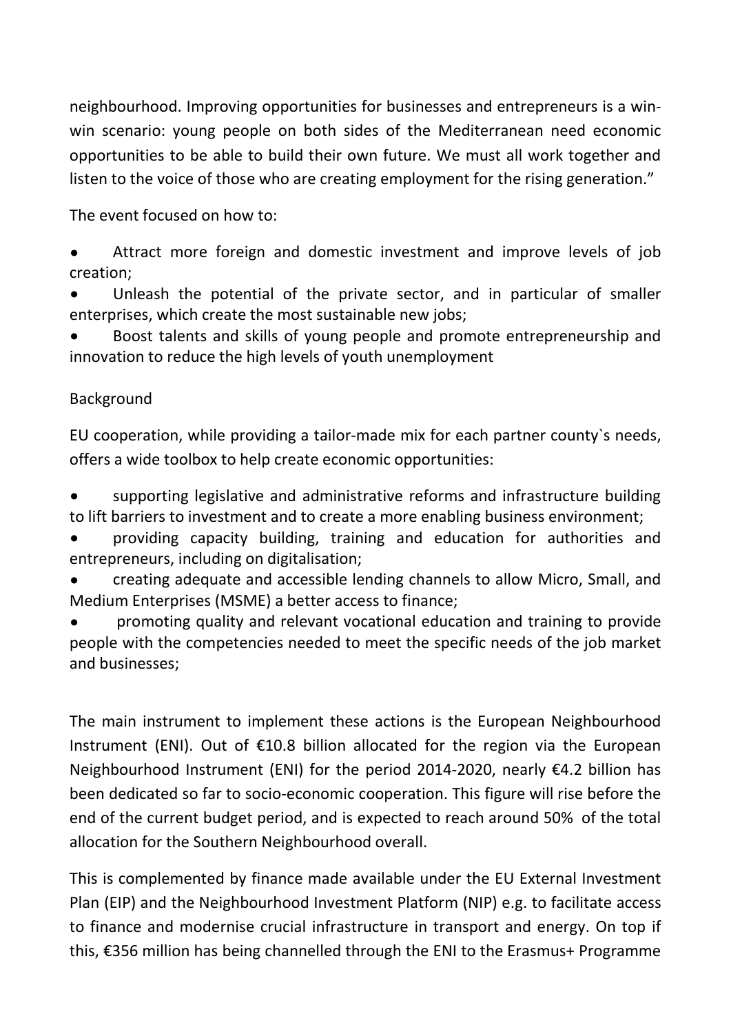neighbourhood. Improving opportunities for businesses and entrepreneurs is a win-win scenario: young people on both sides of the Mediterranean need economic opportunities to be able to build their own future. We must all work together and listen to the voice of those who are creating employment for the rising generation."

The event focused on how to:

- Attract more foreign and domestic investment and improve levels of job creation;
- Unleash the potential of the private sector, and in particular of smaller enterprises, which create the most sustainable new jobs;
- Boost talents and skills of young people and promote entrepreneurship and innovation to reduce the high levels of youth unemployment

Background

EU cooperation, while providing a tailor-made mix for each partner county`s needs, offers a wide toolbox to help create economic opportunities:

- supporting legislative and administrative reforms and infrastructure building to lift barriers to investment and to create a more enabling business environment;
- providing capacity building, training and education for authorities and entrepreneurs, including on digitalisation;
- creating adequate and accessible lending channels to allow Micro, Small, and Medium Enterprises (MSME) a better access to finance;
- promoting quality and relevant vocational education and training to provide people with the competencies needed to meet the specific needs of the job market and businesses;

The main instrument to implement these actions is the European Neighbourhood Instrument (ENI). Out of €10.8 billion allocated for the region via the European Neighbourhood Instrument (ENI) for the period 2014-2020, nearly €4.2 billion has been dedicated so far to socio-economic cooperation. This figure will rise before the end of the current budget period, and is expected to reach around 50% of the total allocation for the Southern Neighbourhood overall.

This is complemented by finance made available under the EU External Investment Plan (EIP) and the Neighbourhood Investment Platform (NIP) e.g. to facilitate access to finance and modernise crucial infrastructure in transport and energy. On top if this, €356 million has being channelled through the ENI to the Erasmus+ Programme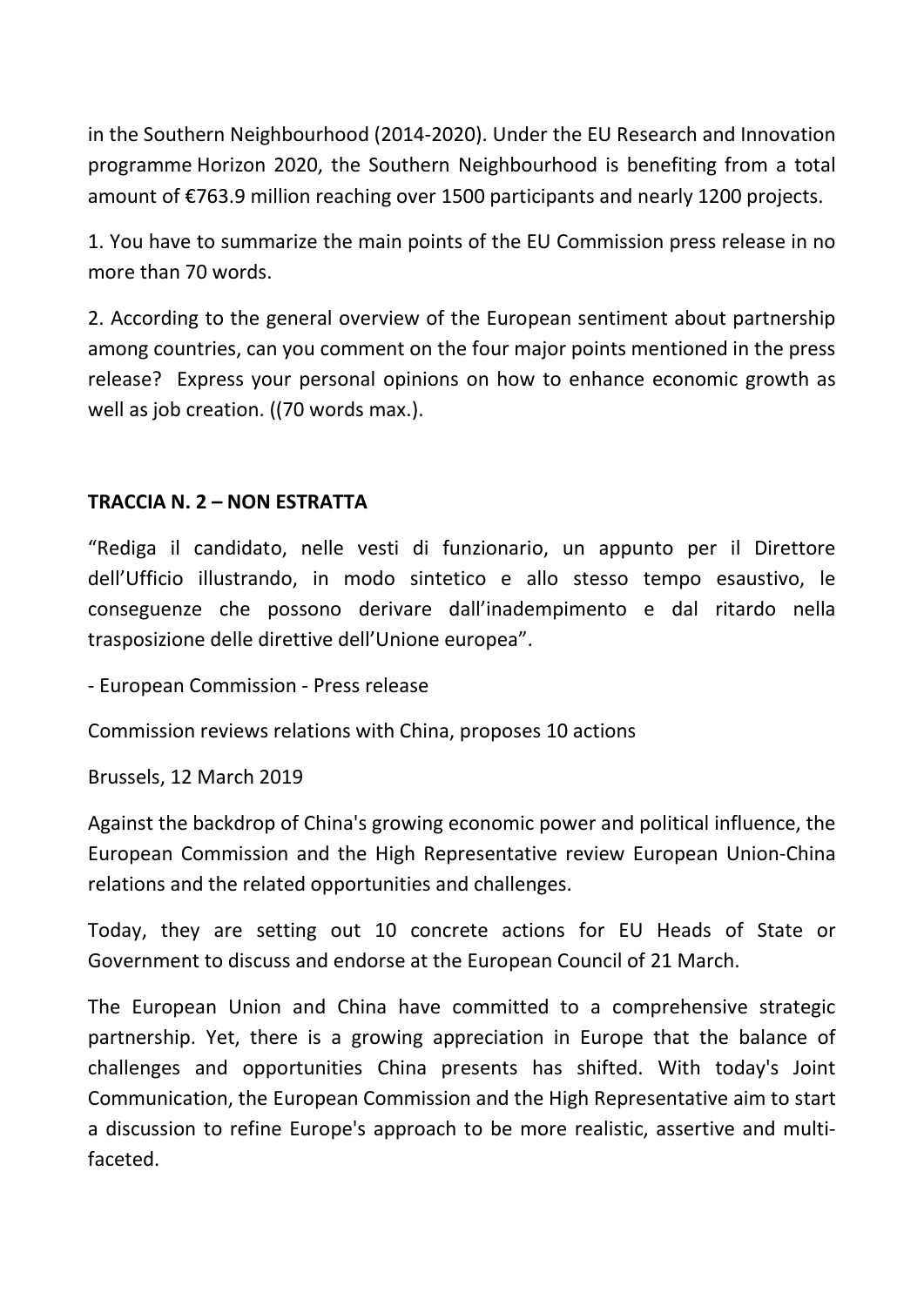in the Southern Neighbourhood (2014-2020). Under the EU Research and Innovation programme Horizon 2020, the Southern Neighbourhood is benefiting from a total amount of €763.9 million reaching over 1500 participants and nearly 1200 projects.

1. You have to summarize the main points of the EU Commission press release in no more than 70 words.

2. According to the general overview of the European sentiment about partnership among countries, can you comment on the four major points mentioned in the press release? Express your personal opinions on how to enhance economic growth as well as job creation. ((70 words max.).

**TRACCIA N. 2 – NON ESTRATTA**

"Rediga il candidato, nelle vesti di funzionario, un appunto per il Direttore dell'Ufficio illustrando, in modo sintetico e allo stesso tempo esaustivo, le conseguenze che possono derivare dall'inadempimento e dal ritardo nella trasposizione delle direttive dell'Unione europea".

- European Commission - Press release

Commission reviews relations with China, proposes 10 actions

Brussels, 12 March 2019

Against the backdrop of China's growing economic power and political influence, the European Commission and the High Representative review European Union-China relations and the related opportunities and challenges.

Today, they are setting out 10 concrete actions for EU Heads of State or Government to discuss and endorse at the European Council of 21 March.

The European Union and China have committed to a comprehensive strategic partnership. Yet, there is a growing appreciation in Europe that the balance of challenges and opportunities China presents has shifted. With today's Joint Communication, the European Commission and the High Representative aim to start a discussion to refine Europe's approach to be more realistic, assertive and multi-faceted.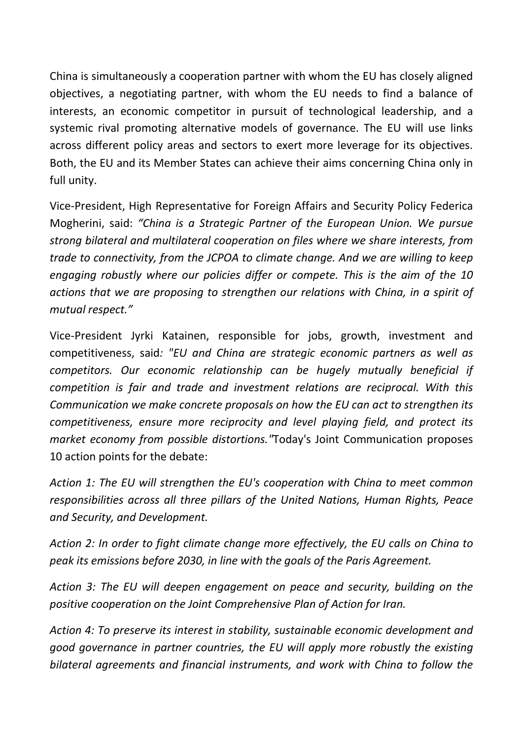China is simultaneously a cooperation partner with whom the EU has closely aligned objectives, a negotiating partner, with whom the EU needs to find a balance of interests, an economic competitor in pursuit of technological leadership, and a systemic rival promoting alternative models of governance. The EU will use links across different policy areas and sectors to exert more leverage for its objectives. Both, the EU and its Member States can achieve their aims concerning China only in full unity.

Vice-President, High Representative for Foreign Affairs and Security Policy Federica Mogherini, said: *“China is a Strategic Partner of the European Union. We pursue strong bilateral and multilateral cooperation on files where we share interests, from trade to connectivity, from the JCPOA to climate change. And we are willing to keep engaging robustly where our policies differ or compete. This is the aim of the 10 actions that we are proposing to strengthen our relations with China, in a spirit of mutual respect.”*

Vice-President Jyrki Katainen, responsible for jobs, growth, investment and competitiveness, said*: "EU and China are strategic economic partners as well as competitors. Our economic relationship can be hugely mutually beneficial if competition is fair and trade and investment relations are reciprocal. With this Communication we make concrete proposals on how the EU can act to strengthen its competitiveness, ensure more reciprocity and level playing field, and protect its market economy from possible distortions."*Today's Joint Communication proposes 10 action points for the debate:

*Action 1: The EU will strengthen the EU's cooperation with China to meet common responsibilities across all three pillars of the United Nations, Human Rights, Peace and Security, and Development.*

*Action 2: In order to fight climate change more effectively, the EU calls on China to peak its emissions before 2030, in line with the goals of the Paris Agreement.*

*Action 3: The EU will deepen engagement on peace and security, building on the positive cooperation on the Joint Comprehensive Plan of Action for Iran.*

*Action 4: To preserve its interest in stability, sustainable economic development and good governance in partner countries, the EU will apply more robustly the existing bilateral agreements and financial instruments, and work with China to follow the*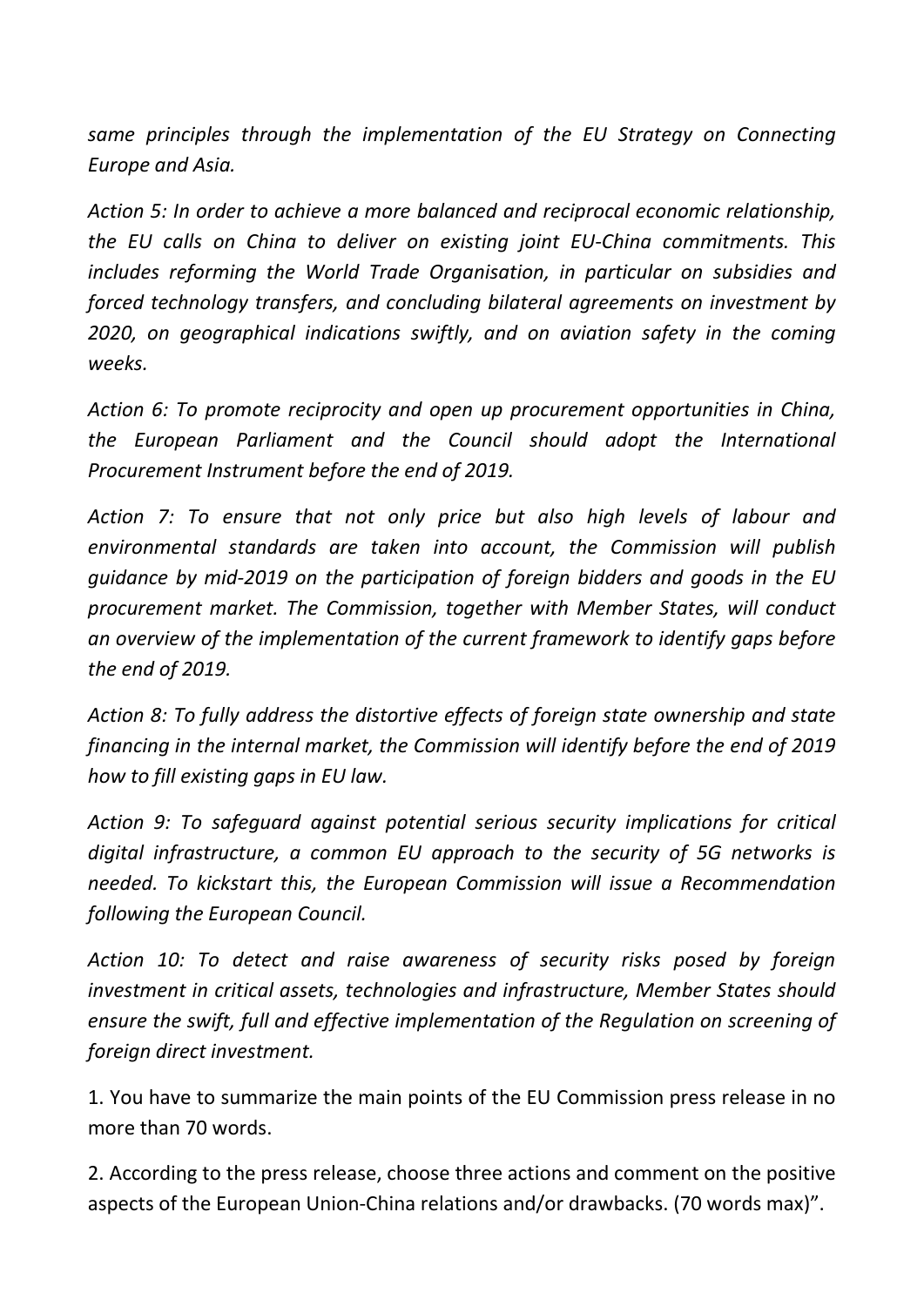*same principles through the implementation of the EU Strategy on Connecting Europe and Asia.*

*Action 5: In order to achieve a more balanced and reciprocal economic relationship, the EU calls on China to deliver on existing joint EU-China commitments. This includes reforming the World Trade Organisation, in particular on subsidies and forced technology transfers, and concluding bilateral agreements on investment by 2020, on geographical indications swiftly, and on aviation safety in the coming weeks.*

*Action 6: To promote reciprocity and open up procurement opportunities in China, the European Parliament and the Council should adopt the International Procurement Instrument before the end of 2019.*

*Action 7: To ensure that not only price but also high levels of labour and environmental standards are taken into account, the Commission will publish guidance by mid-2019 on the participation of foreign bidders and goods in the EU procurement market. The Commission, together with Member States, will conduct an overview of the implementation of the current framework to identify gaps before the end of 2019.*

*Action 8: To fully address the distortive effects of foreign state ownership and state financing in the internal market, the Commission will identify before the end of 2019 how to fill existing gaps in EU law.*

*Action 9: To safeguard against potential serious security implications for critical digital infrastructure, a common EU approach to the security of 5G networks is needed. To kickstart this, the European Commission will issue a Recommendation following the European Council.*

*Action 10: To detect and raise awareness of security risks posed by foreign investment in critical assets, technologies and infrastructure, Member States should ensure the swift, full and effective implementation of the Regulation on screening of foreign direct investment.*

1. You have to summarize the main points of the EU Commission press release in no more than 70 words.

2. According to the press release, choose three actions and comment on the positive aspects of the European Union-China relations and/or drawbacks. (70 words max)".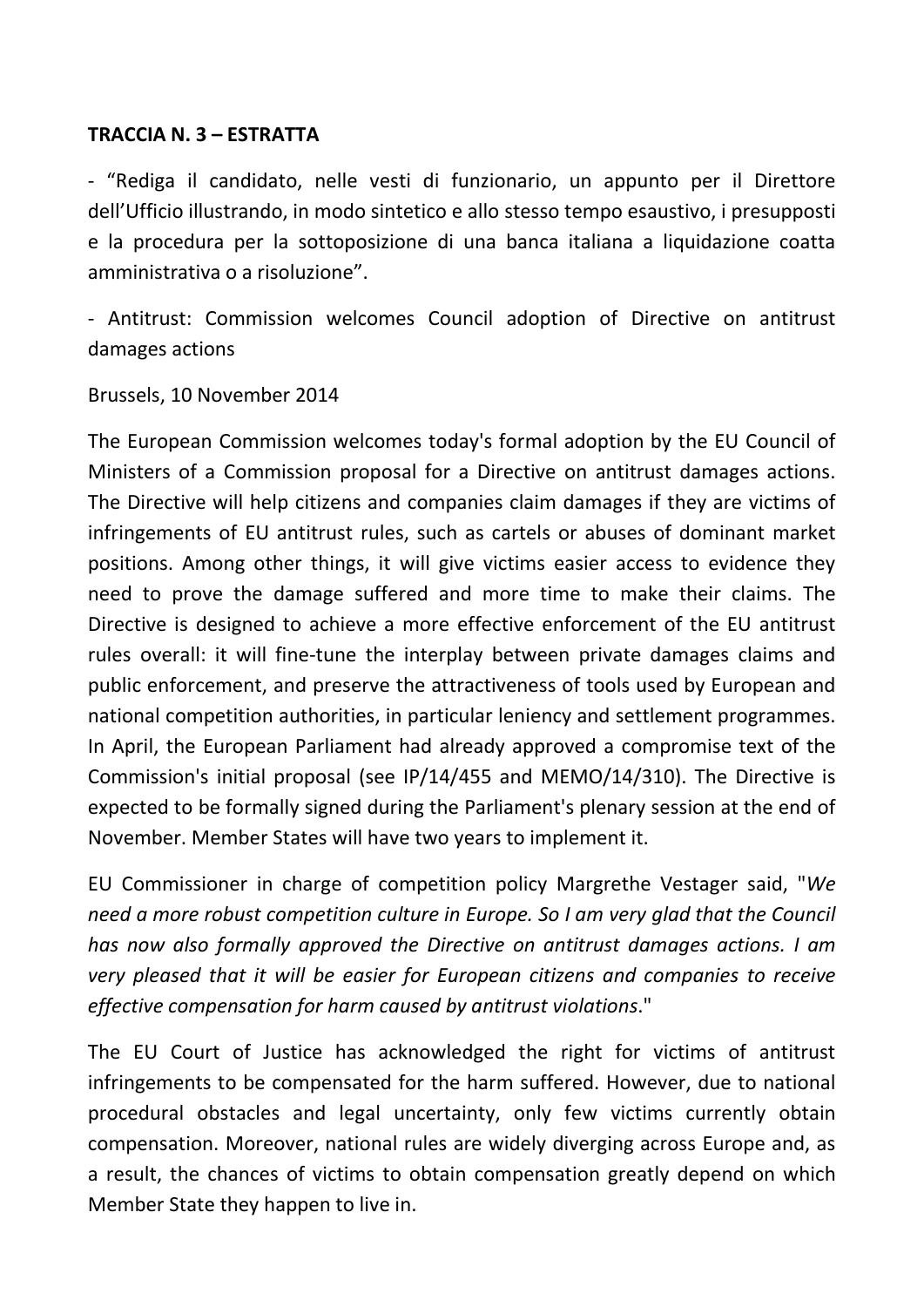**TRACCIA N. 3 – ESTRATTA**

- "Rediga il candidato, nelle vesti di funzionario, un appunto per il Direttore dell'Ufficio illustrando, in modo sintetico e allo stesso tempo esaustivo, i presupposti e la procedura per la sottoposizione di una banca italiana a liquidazione coatta amministrativa o a risoluzione".

- Antitrust: Commission welcomes Council adoption of Directive on antitrust damages actions

Brussels, 10 November 2014

The European Commission welcomes today's formal adoption by the EU Council of Ministers of a Commission proposal for a Directive on antitrust damages actions. The Directive will help citizens and companies claim damages if they are victims of infringements of EU antitrust rules, such as cartels or abuses of dominant market positions. Among other things, it will give victims easier access to evidence they need to prove the damage suffered and more time to make their claims. The Directive is designed to achieve a more effective enforcement of the EU antitrust rules overall: it will fine-tune the interplay between private damages claims and public enforcement, and preserve the attractiveness of tools used by European and national competition authorities, in particular leniency and settlement programmes. In April, the European Parliament had already approved a compromise text of the Commission's initial proposal (see IP/14/455 and MEMO/14/310). The Directive is expected to be formally signed during the Parliament's plenary session at the end of November. Member States will have two years to implement it.

EU Commissioner in charge of competition policy Margrethe Vestager said, "*We need a more robust competition culture in Europe. So I am very glad that the Council has now also formally approved the Directive on antitrust damages actions. I am very pleased that it will be easier for European citizens and companies to receive effective compensation for harm caused by antitrust violations*."

The EU Court of Justice has acknowledged the right for victims of antitrust infringements to be compensated for the harm suffered. However, due to national procedural obstacles and legal uncertainty, only few victims currently obtain compensation. Moreover, national rules are widely diverging across Europe and, as a result, the chances of victims to obtain compensation greatly depend on which Member State they happen to live in.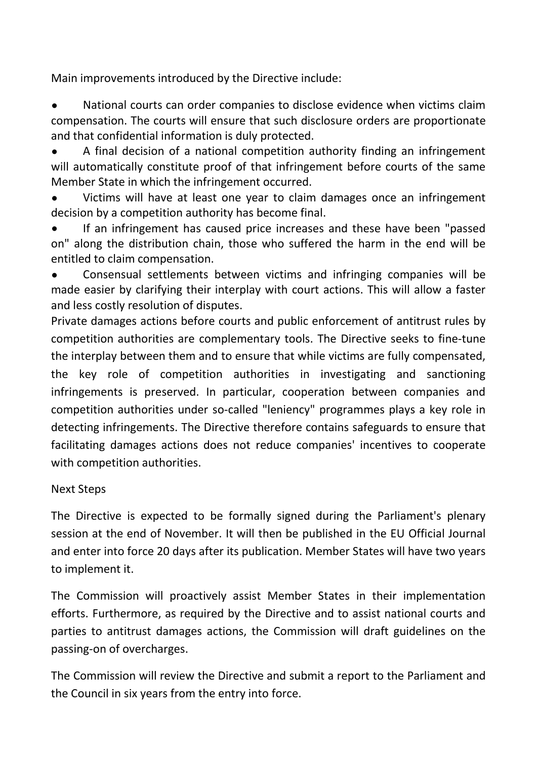Main improvements introduced by the Directive include:

- National courts can order companies to disclose evidence when victims claim compensation. The courts will ensure that such disclosure orders are proportionate and that confidential information is duly protected.
- A final decision of a national competition authority finding an infringement will automatically constitute proof of that infringement before courts of the same Member State in which the infringement occurred.
- Victims will have at least one year to claim damages once an infringement decision by a competition authority has become final.
- If an infringement has caused price increases and these have been "passed on" along the distribution chain, those who suffered the harm in the end will be entitled to claim compensation.
- Consensual settlements between victims and infringing companies will be made easier by clarifying their interplay with court actions. This will allow a faster and less costly resolution of disputes.

Private damages actions before courts and public enforcement of antitrust rules by competition authorities are complementary tools. The Directive seeks to fine-tune the interplay between them and to ensure that while victims are fully compensated, the key role of competition authorities in investigating and sanctioning infringements is preserved. In particular, cooperation between companies and competition authorities under so-called "leniency" programmes plays a key role in detecting infringements. The Directive therefore contains safeguards to ensure that facilitating damages actions does not reduce companies' incentives to cooperate with competition authorities.

Next Steps

The Directive is expected to be formally signed during the Parliament's plenary session at the end of November. It will then be published in the EU Official Journal and enter into force 20 days after its publication. Member States will have two years to implement it.

The Commission will proactively assist Member States in their implementation efforts. Furthermore, as required by the Directive and to assist national courts and parties to antitrust damages actions, the Commission will draft guidelines on the passing-on of overcharges.

The Commission will review the Directive and submit a report to the Parliament and the Council in six years from the entry into force.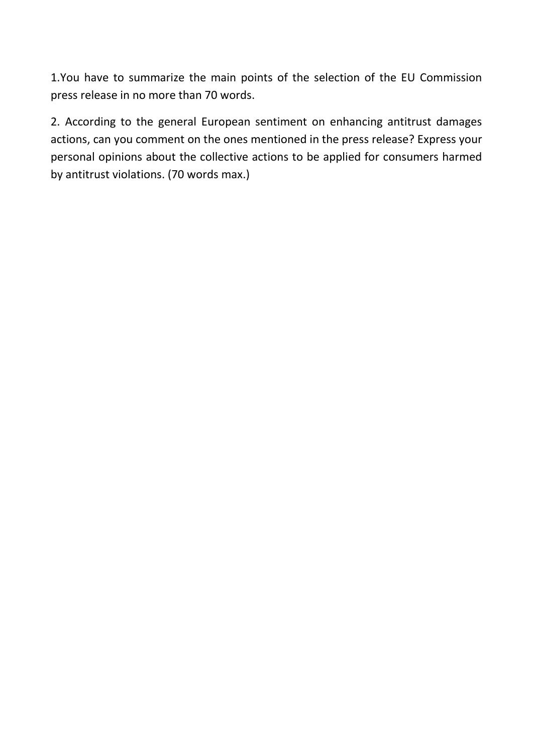1.You have to summarize the main points of the selection of the EU Commission press release in no more than 70 words.

2. According to the general European sentiment on enhancing antitrust damages actions, can you comment on the ones mentioned in the press release? Express your personal opinions about the collective actions to be applied for consumers harmed by antitrust violations. (70 words max.)